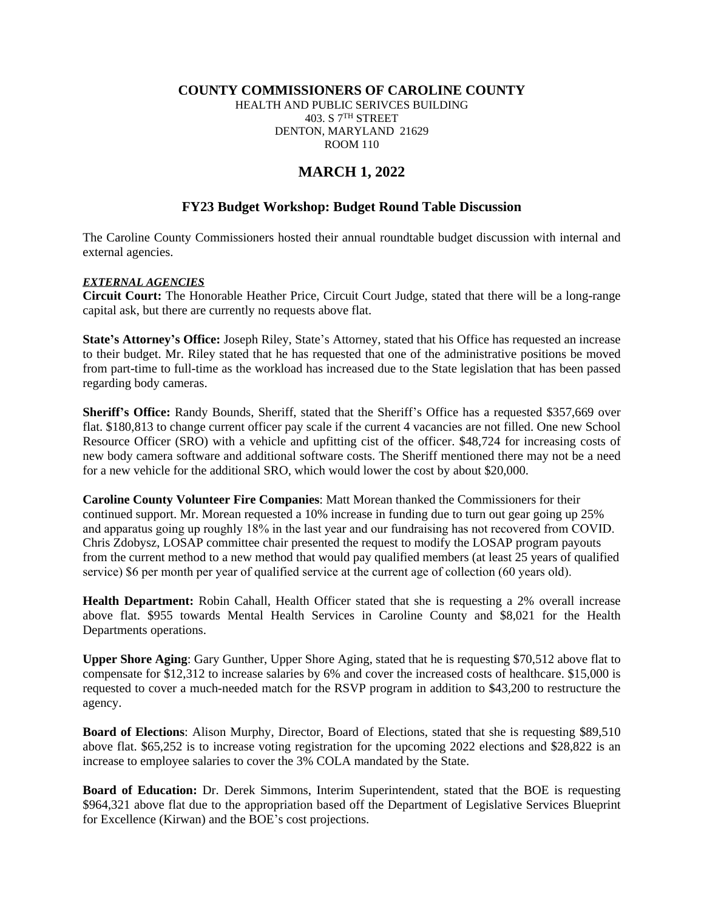# COUNTY COMMISSIONERS OF CAROLINE COUNTY

HEALTH AND PUBLIC SERIVCES BUILDING
403. S 7TH STREET
DENTON, MARYLAND 21629
ROOM 110

## MARCH 1, 2022

### FY23 Budget Workshop: Budget Round Table Discussion

The Caroline County Commissioners hosted their annual roundtable budget discussion with internal and external agencies.

***EXTERNAL AGENCIES***

**Circuit Court:** The Honorable Heather Price, Circuit Court Judge, stated that there will be a long-range capital ask, but there are currently no requests above flat.

**State's Attorney's Office:** Joseph Riley, State's Attorney, stated that his Office has requested an increase to their budget. Mr. Riley stated that he has requested that one of the administrative positions be moved from part-time to full-time as the workload has increased due to the State legislation that has been passed regarding body cameras.

**Sheriff's Office:** Randy Bounds, Sheriff, stated that the Sheriff's Office has a requested $357,669 over flat. $180,813 to change current officer pay scale if the current 4 vacancies are not filled. One new School Resource Officer (SRO) with a vehicle and upfitting cist of the officer. $48,724 for increasing costs of new body camera software and additional software costs. The Sheriff mentioned there may not be a need for a new vehicle for the additional SRO, which would lower the cost by about $20,000.

**Caroline County Volunteer Fire Companies**: Matt Morean thanked the Commissioners for their continued support. Mr. Morean requested a 10% increase in funding due to turn out gear going up 25% and apparatus going up roughly 18% in the last year and our fundraising has not recovered from COVID. Chris Zdobysz, LOSAP committee chair presented the request to modify the LOSAP program payouts from the current method to a new method that would pay qualified members (at least 25 years of qualified service) $6 per month per year of qualified service at the current age of collection (60 years old).

**Health Department:** Robin Cahall, Health Officer stated that she is requesting a 2% overall increase above flat. $955 towards Mental Health Services in Caroline County and $8,021 for the Health Departments operations.

**Upper Shore Aging**: Gary Gunther, Upper Shore Aging, stated that he is requesting $70,512 above flat to compensate for $12,312 to increase salaries by 6% and cover the increased costs of healthcare. $15,000 is requested to cover a much-needed match for the RSVP program in addition to $43,200 to restructure the agency.

**Board of Elections**: Alison Murphy, Director, Board of Elections, stated that she is requesting $89,510 above flat. $65,252 is to increase voting registration for the upcoming 2022 elections and $28,822 is an increase to employee salaries to cover the 3% COLA mandated by the State.

**Board of Education:** Dr. Derek Simmons, Interim Superintendent, stated that the BOE is requesting $964,321 above flat due to the appropriation based off the Department of Legislative Services Blueprint for Excellence (Kirwan) and the BOE's cost projections.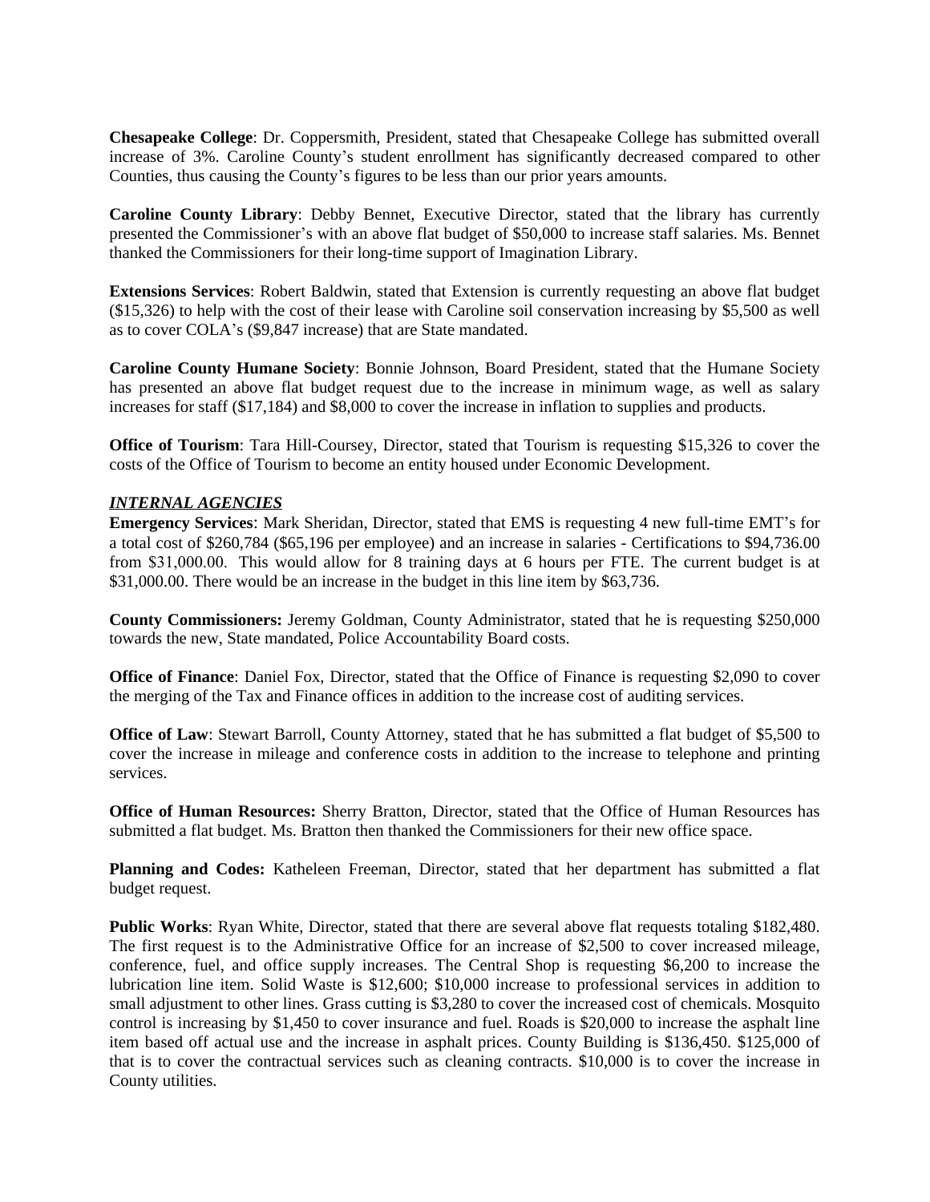**Chesapeake College**: Dr. Coppersmith, President, stated that Chesapeake College has submitted overall increase of 3%. Caroline County's student enrollment has significantly decreased compared to other Counties, thus causing the County's figures to be less than our prior years amounts.

**Caroline County Library**: Debby Bennet, Executive Director, stated that the library has currently presented the Commissioner's with an above flat budget of $50,000 to increase staff salaries. Ms. Bennet thanked the Commissioners for their long-time support of Imagination Library.

**Extensions Services**: Robert Baldwin, stated that Extension is currently requesting an above flat budget ($15,326) to help with the cost of their lease with Caroline soil conservation increasing by $5,500 as well as to cover COLA's ($9,847 increase) that are State mandated.

**Caroline County Humane Society**: Bonnie Johnson, Board President, stated that the Humane Society has presented an above flat budget request due to the increase in minimum wage, as well as salary increases for staff ($17,184) and $8,000 to cover the increase in inflation to supplies and products.

**Office of Tourism**: Tara Hill-Coursey, Director, stated that Tourism is requesting $15,326 to cover the costs of the Office of Tourism to become an entity housed under Economic Development.

***INTERNAL AGENCIES***

**Emergency Services**: Mark Sheridan, Director, stated that EMS is requesting 4 new full-time EMT's for a total cost of $260,784 ($65,196 per employee) and an increase in salaries - Certifications to $94,736.00 from $31,000.00. This would allow for 8 training days at 6 hours per FTE. The current budget is at $31,000.00. There would be an increase in the budget in this line item by $63,736.

**County Commissioners:** Jeremy Goldman, County Administrator, stated that he is requesting $250,000 towards the new, State mandated, Police Accountability Board costs.

**Office of Finance**: Daniel Fox, Director, stated that the Office of Finance is requesting $2,090 to cover the merging of the Tax and Finance offices in addition to the increase cost of auditing services.

**Office of Law**: Stewart Barroll, County Attorney, stated that he has submitted a flat budget of $5,500 to cover the increase in mileage and conference costs in addition to the increase to telephone and printing services.

**Office of Human Resources:** Sherry Bratton, Director, stated that the Office of Human Resources has submitted a flat budget. Ms. Bratton then thanked the Commissioners for their new office space.

**Planning and Codes:** Katheleen Freeman, Director, stated that her department has submitted a flat budget request.

**Public Works**: Ryan White, Director, stated that there are several above flat requests totaling $182,480. The first request is to the Administrative Office for an increase of $2,500 to cover increased mileage, conference, fuel, and office supply increases. The Central Shop is requesting $6,200 to increase the lubrication line item. Solid Waste is $12,600; $10,000 increase to professional services in addition to small adjustment to other lines. Grass cutting is $3,280 to cover the increased cost of chemicals. Mosquito control is increasing by $1,450 to cover insurance and fuel. Roads is $20,000 to increase the asphalt line item based off actual use and the increase in asphalt prices. County Building is $136,450. $125,000 of that is to cover the contractual services such as cleaning contracts. $10,000 is to cover the increase in County utilities.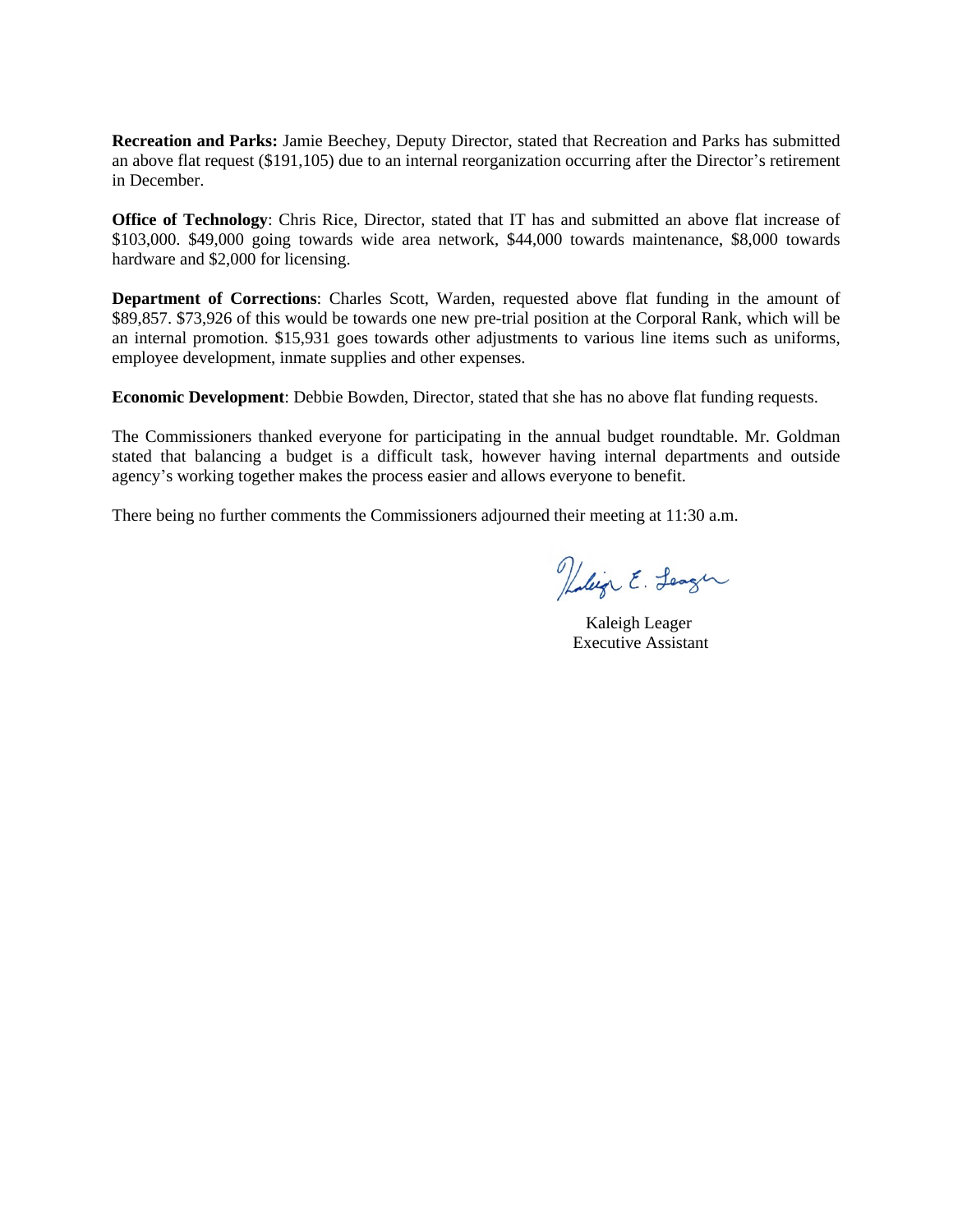**Recreation and Parks:** Jamie Beechey, Deputy Director, stated that Recreation and Parks has submitted an above flat request ($191,105) due to an internal reorganization occurring after the Director's retirement in December.

**Office of Technology**: Chris Rice, Director, stated that IT has and submitted an above flat increase of $103,000. $49,000 going towards wide area network, $44,000 towards maintenance, $8,000 towards hardware and $2,000 for licensing.

**Department of Corrections**: Charles Scott, Warden, requested above flat funding in the amount of $89,857. $73,926 of this would be towards one new pre-trial position at the Corporal Rank, which will be an internal promotion. $15,931 goes towards other adjustments to various line items such as uniforms, employee development, inmate supplies and other expenses.

**Economic Development**: Debbie Bowden, Director, stated that she has no above flat funding requests.

The Commissioners thanked everyone for participating in the annual budget roundtable. Mr. Goldman stated that balancing a budget is a difficult task, however having internal departments and outside agency's working together makes the process easier and allows everyone to benefit.

There being no further comments the Commissioners adjourned their meeting at 11:30 a.m.

Kaleigh E. Leager

Kaleigh Leager
Executive Assistant